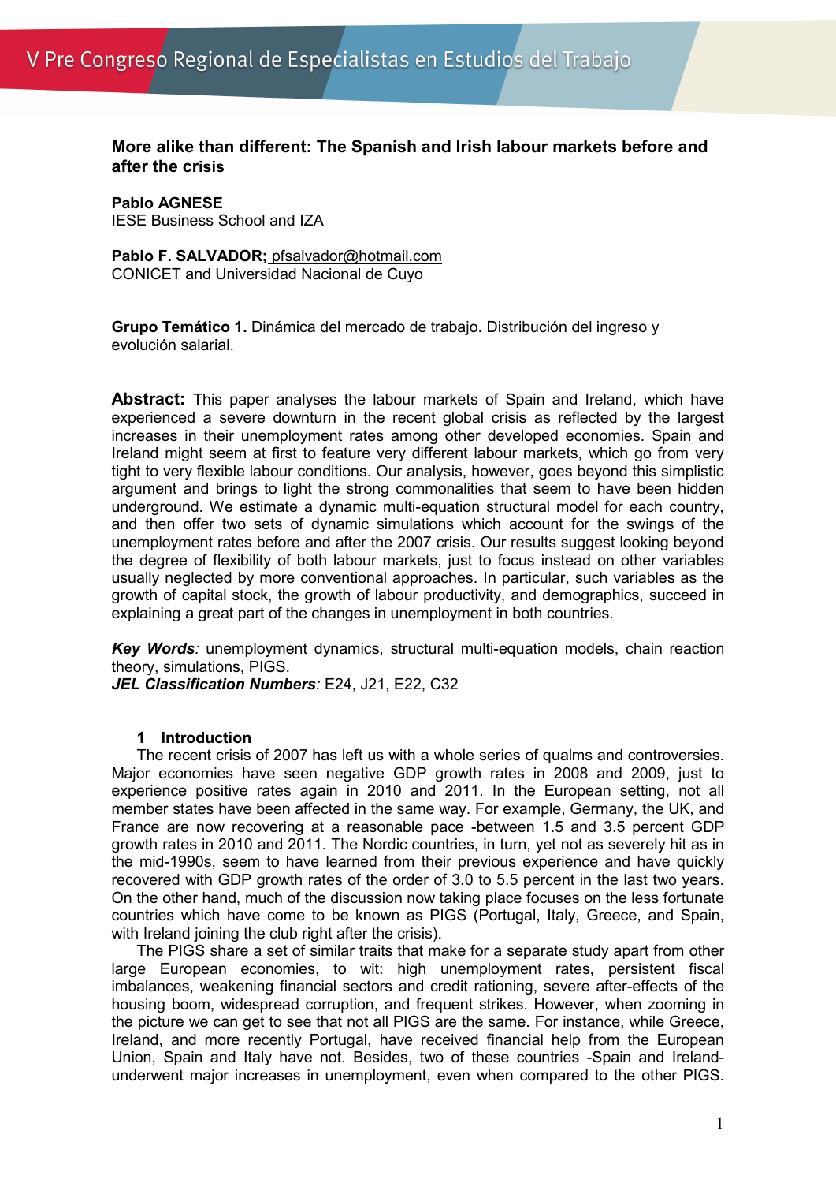# More alike than different: The Spanish and Irish labour markets before and after the crisis

**Pablo AGNESE**
IESE Business School and IZA

**Pablo F. SALVADOR;** pfsalvador@hotmail.com
CONICET and Universidad Nacional de Cuyo

**Grupo Temático 1.** Dinámica del mercado de trabajo. Distribución del ingreso y evolución salarial.

**Abstract:** This paper analyses the labour markets of Spain and Ireland, which have experienced a severe downturn in the recent global crisis as reflected by the largest increases in their unemployment rates among other developed economies. Spain and Ireland might seem at first to feature very different labour markets, which go from very tight to very flexible labour conditions. Our analysis, however, goes beyond this simplistic argument and brings to light the strong commonalities that seem to have been hidden underground. We estimate a dynamic multi-equation structural model for each country, and then offer two sets of dynamic simulations which account for the swings of the unemployment rates before and after the 2007 crisis. Our results suggest looking beyond the degree of flexibility of both labour markets, just to focus instead on other variables usually neglected by more conventional approaches. In particular, such variables as the growth of capital stock, the growth of labour productivity, and demographics, succeed in explaining a great part of the changes in unemployment in both countries.

***Key Words****:* unemployment dynamics, structural multi-equation models, chain reaction theory, simulations, PIGS.
***JEL Classification Numbers****:* E24, J21, E22, C32

## 1 Introduction

The recent crisis of 2007 has left us with a whole series of qualms and controversies. Major economies have seen negative GDP growth rates in 2008 and 2009, just to experience positive rates again in 2010 and 2011. In the European setting, not all member states have been affected in the same way. For example, Germany, the UK, and France are now recovering at a reasonable pace -between 1.5 and 3.5 percent GDP growth rates in 2010 and 2011. The Nordic countries, in turn, yet not as severely hit as in the mid-1990s, seem to have learned from their previous experience and have quickly recovered with GDP growth rates of the order of 3.0 to 5.5 percent in the last two years. On the other hand, much of the discussion now taking place focuses on the less fortunate countries which have come to be known as PIGS (Portugal, Italy, Greece, and Spain, with Ireland joining the club right after the crisis).

The PIGS share a set of similar traits that make for a separate study apart from other large European economies, to wit: high unemployment rates, persistent fiscal imbalances, weakening financial sectors and credit rationing, severe after-effects of the housing boom, widespread corruption, and frequent strikes. However, when zooming in the picture we can get to see that not all PIGS are the same. For instance, while Greece, Ireland, and more recently Portugal, have received financial help from the European Union, Spain and Italy have not. Besides, two of these countries -Spain and Ireland- underwent major increases in unemployment, even when compared to the other PIGS.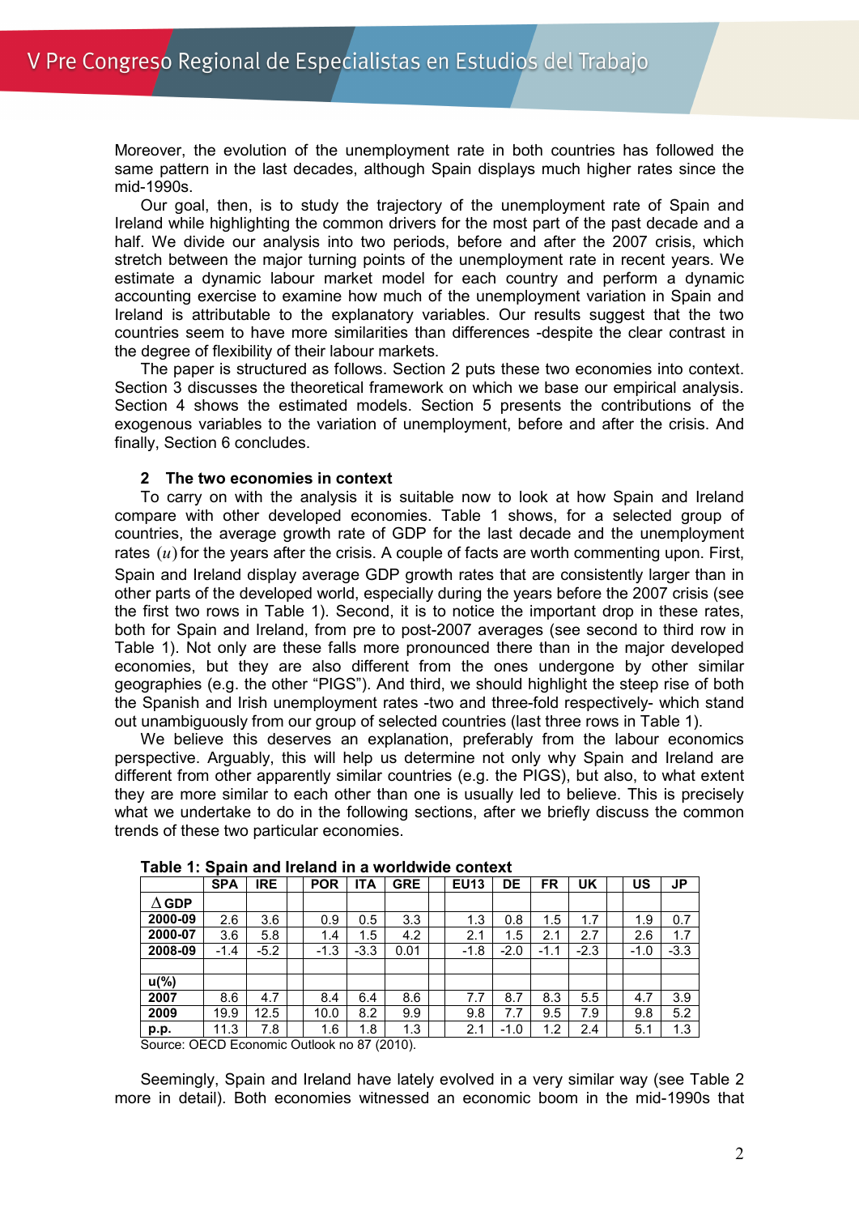Moreover, the evolution of the unemployment rate in both countries has followed the same pattern in the last decades, although Spain displays much higher rates since the mid-1990s.

Our goal, then, is to study the trajectory of the unemployment rate of Spain and Ireland while highlighting the common drivers for the most part of the past decade and a half. We divide our analysis into two periods, before and after the 2007 crisis, which stretch between the major turning points of the unemployment rate in recent years. We estimate a dynamic labour market model for each country and perform a dynamic accounting exercise to examine how much of the unemployment variation in Spain and Ireland is attributable to the explanatory variables. Our results suggest that the two countries seem to have more similarities than differences -despite the clear contrast in the degree of flexibility of their labour markets.

The paper is structured as follows. Section 2 puts these two economies into context. Section 3 discusses the theoretical framework on which we base our empirical analysis. Section 4 shows the estimated models. Section 5 presents the contributions of the exogenous variables to the variation of unemployment, before and after the crisis. And finally, Section 6 concludes.

## 2 The two economies in context

To carry on with the analysis it is suitable now to look at how Spain and Ireland compare with other developed economies. Table 1 shows, for a selected group of countries, the average growth rate of GDP for the last decade and the unemployment rates $(u)$ for the years after the crisis. A couple of facts are worth commenting upon. First, Spain and Ireland display average GDP growth rates that are consistently larger than in other parts of the developed world, especially during the years before the 2007 crisis (see the first two rows in Table 1). Second, it is to notice the important drop in these rates, both for Spain and Ireland, from pre to post-2007 averages (see second to third row in Table 1). Not only are these falls more pronounced there than in the major developed economies, but they are also different from the ones undergone by other similar geographies (e.g. the other "PIGS"). And third, we should highlight the steep rise of both the Spanish and Irish unemployment rates -two and three-fold respectively- which stand out unambiguously from our group of selected countries (last three rows in Table 1).

We believe this deserves an explanation, preferably from the labour economics perspective. Arguably, this will help us determine not only why Spain and Ireland are different from other apparently similar countries (e.g. the PIGS), but also, to what extent they are more similar to each other than one is usually led to believe. This is precisely what we undertake to do in the following sections, after we briefly discuss the common trends of these two particular economies.

**Table 1: Spain and Ireland in a worldwide context**

| | SPA | IRE | | POR | ITA | GRE | | EU13 | DE | FR | UK | | US | JP |
|---|---|---|---|---|---|---|---|---|---|---|---|---|---|---|
| $\Delta$ GDP | | | | | | | | | | | | | | |
| 2000-09 | 2.6 | 3.6 | | 0.9 | 0.5 | 3.3 | | 1.3 | 0.8 | 1.5 | 1.7 | | 1.9 | 0.7 |
| 2000-07 | 3.6 | 5.8 | | 1.4 | 1.5 | 4.2 | | 2.1 | 1.5 | 2.1 | 2.7 | | 2.6 | 1.7 |
| 2008-09 | -1.4 | -5.2 | | -1.3 | -3.3 | 0.01 | | -1.8 | -2.0 | -1.1 | -2.3 | | -1.0 | -3.3 |
| | | | | | | | | | | | | | | |
| u(%) | | | | | | | | | | | | | | |
| 2007 | 8.6 | 4.7 | | 8.4 | 6.4 | 8.6 | | 7.7 | 8.7 | 8.3 | 5.5 | | 4.7 | 3.9 |
| 2009 | 19.9 | 12.5 | | 10.0 | 8.2 | 9.9 | | 9.8 | 7.7 | 9.5 | 7.9 | | 9.8 | 5.2 |
| p.p. | 11.3 | 7.8 | | 1.6 | 1.8 | 1.3 | | 2.1 | -1.0 | 1.2 | 2.4 | | 5.1 | 1.3 |

Source: OECD Economic Outlook no 87 (2010).

Seemingly, Spain and Ireland have lately evolved in a very similar way (see Table 2 more in detail). Both economies witnessed an economic boom in the mid-1990s that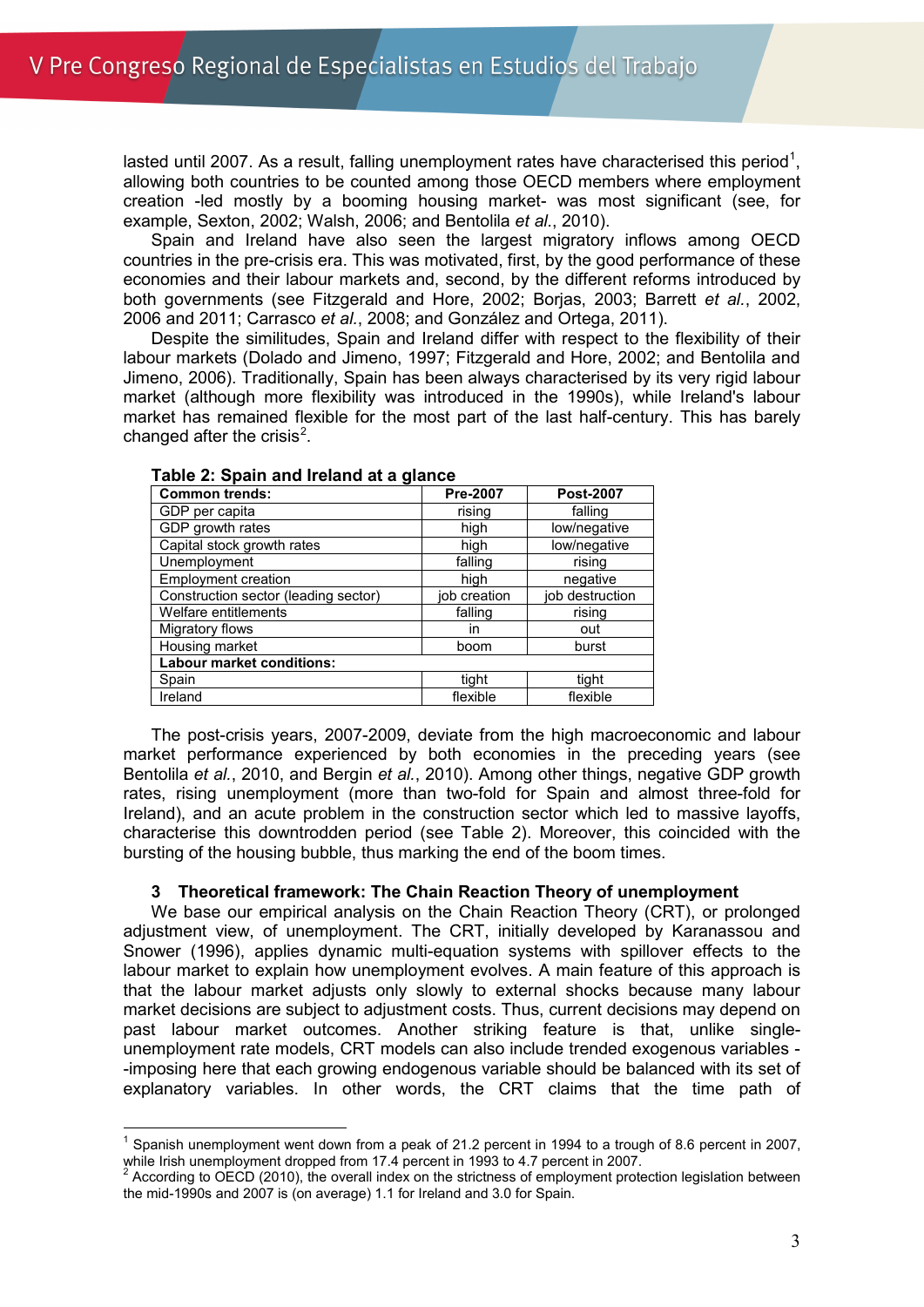lasted until 2007. As a result, falling unemployment rates have characterised this period[1], allowing both countries to be counted among those OECD members where employment creation -led mostly by a booming housing market- was most significant (see, for example, Sexton, 2002; Walsh, 2006; and Bentolila *et al.*, 2010).

Spain and Ireland have also seen the largest migratory inflows among OECD countries in the pre-crisis era. This was motivated, first, by the good performance of these economies and their labour markets and, second, by the different reforms introduced by both governments (see Fitzgerald and Hore, 2002; Borjas, 2003; Barrett *et al.*, 2002, 2006 and 2011; Carrasco *et al.*, 2008; and González and Ortega, 2011).

Despite the similitudes, Spain and Ireland differ with respect to the flexibility of their labour markets (Dolado and Jimeno, 1997; Fitzgerald and Hore, 2002; and Bentolila and Jimeno, 2006). Traditionally, Spain has been always characterised by its very rigid labour market (although more flexibility was introduced in the 1990s), while Ireland's labour market has remained flexible for the most part of the last half-century. This has barely changed after the crisis[2].

**Table 2: Spain and Ireland at a glance**

| **Common trends:** | **Pre-2007** | **Post-2007** |
|---|---|---|
| GDP per capita | rising | falling |
| GDP growth rates | high | low/negative |
| Capital stock growth rates | high | low/negative |
| Unemployment | falling | rising |
| Employment creation | high | negative |
| Construction sector (leading sector) | job creation | job destruction |
| Welfare entitlements | falling | rising |
| Migratory flows | in | out |
| Housing market | boom | burst |
| **Labour market conditions:** | | |
| Spain | tight | tight |
| Ireland | flexible | flexible |

The post-crisis years, 2007-2009, deviate from the high macroeconomic and labour market performance experienced by both economies in the preceding years (see Bentolila *et al.*, 2010, and Bergin *et al.*, 2010). Among other things, negative GDP growth rates, rising unemployment (more than two-fold for Spain and almost three-fold for Ireland), and an acute problem in the construction sector which led to massive layoffs, characterise this downtrodden period (see Table 2). Moreover, this coincided with the bursting of the housing bubble, thus marking the end of the boom times.

## 3 Theoretical framework: The Chain Reaction Theory of unemployment

We base our empirical analysis on the Chain Reaction Theory (CRT), or prolonged adjustment view, of unemployment. The CRT, initially developed by Karanassou and Snower (1996), applies dynamic multi-equation systems with spillover effects to the labour market to explain how unemployment evolves. A main feature of this approach is that the labour market adjusts only slowly to external shocks because many labour market decisions are subject to adjustment costs. Thus, current decisions may depend on past labour market outcomes. Another striking feature is that, unlike single-unemployment rate models, CRT models can also include trended exogenous variables --imposing here that each growing endogenous variable should be balanced with its set of explanatory variables. In other words, the CRT claims that the time path of

---

[1] Spanish unemployment went down from a peak of 21.2 percent in 1994 to a trough of 8.6 percent in 2007, while Irish unemployment dropped from 17.4 percent in 1993 to 4.7 percent in 2007.

[2] According to OECD (2010), the overall index on the strictness of employment protection legislation between the mid-1990s and 2007 is (on average) 1.1 for Ireland and 3.0 for Spain.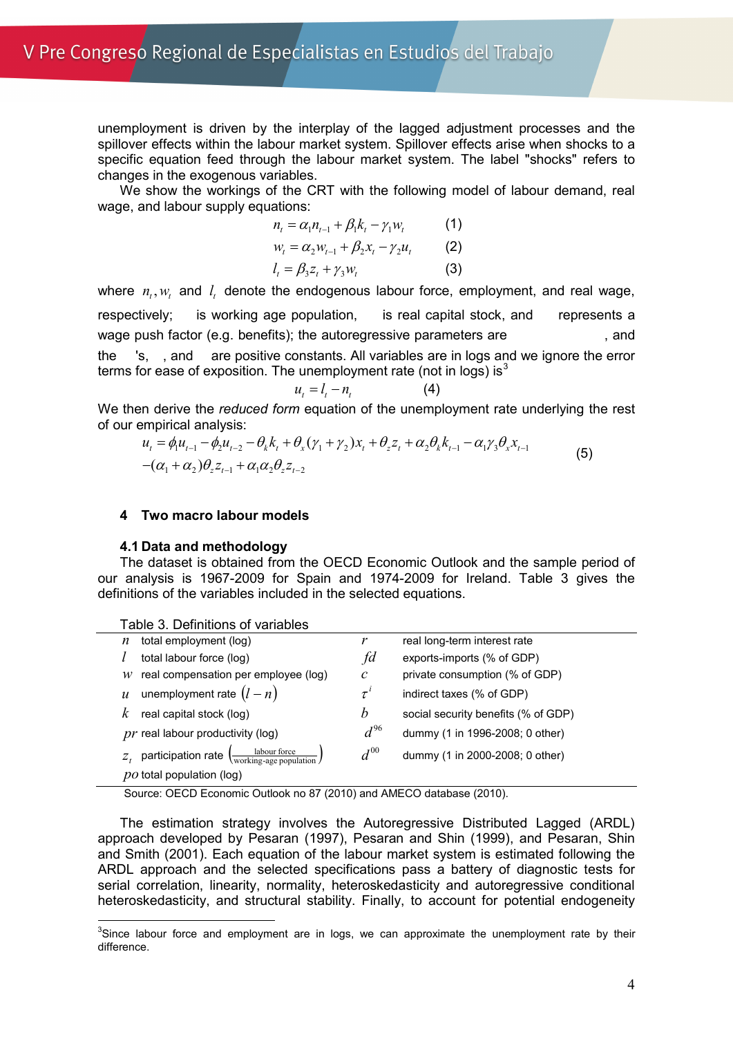unemployment is driven by the interplay of the lagged adjustment processes and the spillover effects within the labour market system. Spillover effects arise when shocks to a specific equation feed through the labour market system. The label "shocks" refers to changes in the exogenous variables.

We show the workings of the CRT with the following model of labour demand, real wage, and labour supply equations:

$$n_t = \alpha_1 n_{t-1} + \beta_1 k_t - \gamma_1 w_t \quad (1)$$

$$w_t = \alpha_2 w_{t-1} + \beta_2 x_t - \gamma_2 u_t \quad (2)$$

$$l_t = \beta_3 z_t + \gamma_3 w_t \quad (3)$$

where $n_t, w_t$ and $l_t$ denote the endogenous labour force, employment, and real wage, respectively; is working age population, is real capital stock, and represents a wage push factor (e.g. benefits); the autoregressive parameters are , and the 's, , and are positive constants. All variables are in logs and we ignore the error terms for ease of exposition. The unemployment rate (not in logs) is[3]

$$u_t = l_t - n_t \quad (4)$$

We then derive the *reduced form* equation of the unemployment rate underlying the rest of our empirical analysis:

$$u_t = \phi_1 u_{t-1} - \phi_2 u_{t-2} - \theta_k k_t + \theta_x(\gamma_1 + \gamma_2) x_t + \theta_z z_t + \alpha_2 \theta_k k_{t-1} - \alpha_1 \gamma_3 \theta_x x_{t-1}$$
$$-(\alpha_1 + \alpha_2)\theta_z z_{t-1} + \alpha_1 \alpha_2 \theta_z z_{t-2} \quad (5)$$

## 4 Two macro labour models

### 4.1 Data and methodology

The dataset is obtained from the OECD Economic Outlook and the sample period of our analysis is 1967-2009 for Spain and 1974-2009 for Ireland. Table 3 gives the definitions of the variables included in the selected equations.

Table 3. Definitions of variables

| | | | |
|---|---|---|---|
| $n$ | total employment (log) | $r$ | real long-term interest rate |
| $l$ | total labour force (log) | $fd$ | exports-imports (% of GDP) |
| $w$ | real compensation per employee (log) | $c$ | private consumption (% of GDP) |
| $u$ | unemployment rate $(l-n)$ | $\tau^i$ | indirect taxes (% of GDP) |
| $k$ | real capital stock (log) | $b$ | social security benefits (% of GDP) |
| $pr$ | real labour productivity (log) | $d^{96}$ | dummy (1 in 1996-2008; 0 other) |
| $z_t$ | participation rate $\left(\frac{\text{labour force}}{\text{working-age population}}\right)$ | $d^{00}$ | dummy (1 in 2000-2008; 0 other) |
| $po$ | total population (log) | | |

Source: OECD Economic Outlook no 87 (2010) and AMECO database (2010).

The estimation strategy involves the Autoregressive Distributed Lagged (ARDL) approach developed by Pesaran (1997), Pesaran and Shin (1999), and Pesaran, Shin and Smith (2001). Each equation of the labour market system is estimated following the ARDL approach and the selected specifications pass a battery of diagnostic tests for serial correlation, linearity, normality, heteroskedasticity and autoregressive conditional heteroskedasticity, and structural stability. Finally, to account for potential endogeneity

[3] Since labour force and employment are in logs, we can approximate the unemployment rate by their difference.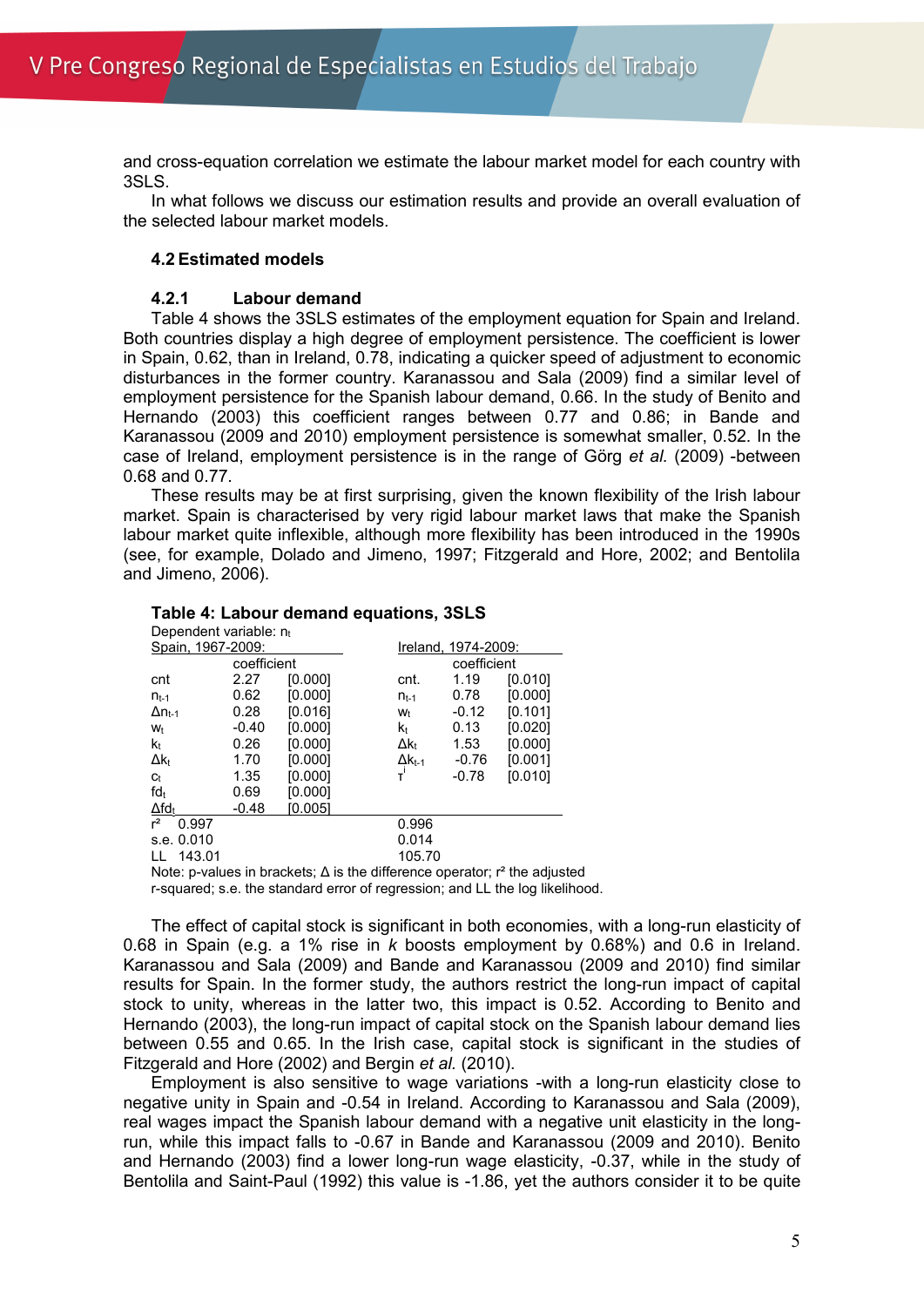and cross-equation correlation we estimate the labour market model for each country with 3SLS.

In what follows we discuss our estimation results and provide an overall evaluation of the selected labour market models.

## 4.2 Estimated models

### 4.2.1 Labour demand

Table 4 shows the 3SLS estimates of the employment equation for Spain and Ireland. Both countries display a high degree of employment persistence. The coefficient is lower in Spain, 0.62, than in Ireland, 0.78, indicating a quicker speed of adjustment to economic disturbances in the former country. Karanassou and Sala (2009) find a similar level of employment persistence for the Spanish labour demand, 0.66. In the study of Benito and Hernando (2003) this coefficient ranges between 0.77 and 0.86; in Bande and Karanassou (2009 and 2010) employment persistence is somewhat smaller, 0.52. In the case of Ireland, employment persistence is in the range of Görg *et al.* (2009) -between 0.68 and 0.77.

These results may be at first surprising, given the known flexibility of the Irish labour market. Spain is characterised by very rigid labour market laws that make the Spanish labour market quite inflexible, although more flexibility has been introduced in the 1990s (see, for example, Dolado and Jimeno, 1997; Fitzgerald and Hore, 2002; and Bentolila and Jimeno, 2006).

**Table 4: Labour demand equations, 3SLS**

Dependent variable: $n_t$

| Spain, 1967-2009: | coefficient | | Ireland, 1974-2009: | coefficient | |
|---|---|---|---|---|---|
| cnt | 2.27 | [0.000] | cnt. | 1.19 | [0.010] |
| $n_{t-1}$ | 0.62 | [0.000] | $n_{t-1}$ | 0.78 | [0.000] |
| $\Delta n_{t-1}$ | 0.28 | [0.016] | $w_t$ | -0.12 | [0.101] |
| $w_t$ | -0.40 | [0.000] | $k_t$ | 0.13 | [0.020] |
| $k_t$ | 0.26 | [0.000] | $\Delta k_t$ | 1.53 | [0.000] |
| $\Delta k_t$ | 1.70 | [0.000] | $\Delta k_{t-1}$ | -0.76 | [0.001] |
| $c_t$ | 1.35 | [0.000] | $\tau^i$ | -0.78 | [0.010] |
| $fd_t$ | 0.69 | [0.000] | | | |
| $\Delta fd_t$ | -0.48 | [0.005] | | | |
| $r^2$ 0.997 | | | 0.996 | | |
| s.e. 0.010 | | | 0.014 | | |
| LL 143.01 | | | 105.70 | | |

Note: p-values in brackets; Δ is the difference operator; $r^2$ the adjusted r-squared; s.e. the standard error of regression; and LL the log likelihood.

The effect of capital stock is significant in both economies, with a long-run elasticity of 0.68 in Spain (e.g. a 1% rise in *k* boosts employment by 0.68%) and 0.6 in Ireland. Karanassou and Sala (2009) and Bande and Karanassou (2009 and 2010) find similar results for Spain. In the former study, the authors restrict the long-run impact of capital stock to unity, whereas in the latter two, this impact is 0.52. According to Benito and Hernando (2003), the long-run impact of capital stock on the Spanish labour demand lies between 0.55 and 0.65. In the Irish case, capital stock is significant in the studies of Fitzgerald and Hore (2002) and Bergin *et al.* (2010).

Employment is also sensitive to wage variations -with a long-run elasticity close to negative unity in Spain and -0.54 in Ireland. According to Karanassou and Sala (2009), real wages impact the Spanish labour demand with a negative unit elasticity in the long-run, while this impact falls to -0.67 in Bande and Karanassou (2009 and 2010). Benito and Hernando (2003) find a lower long-run wage elasticity, -0.37, while in the study of Bentolila and Saint-Paul (1992) this value is -1.86, yet the authors consider it to be quite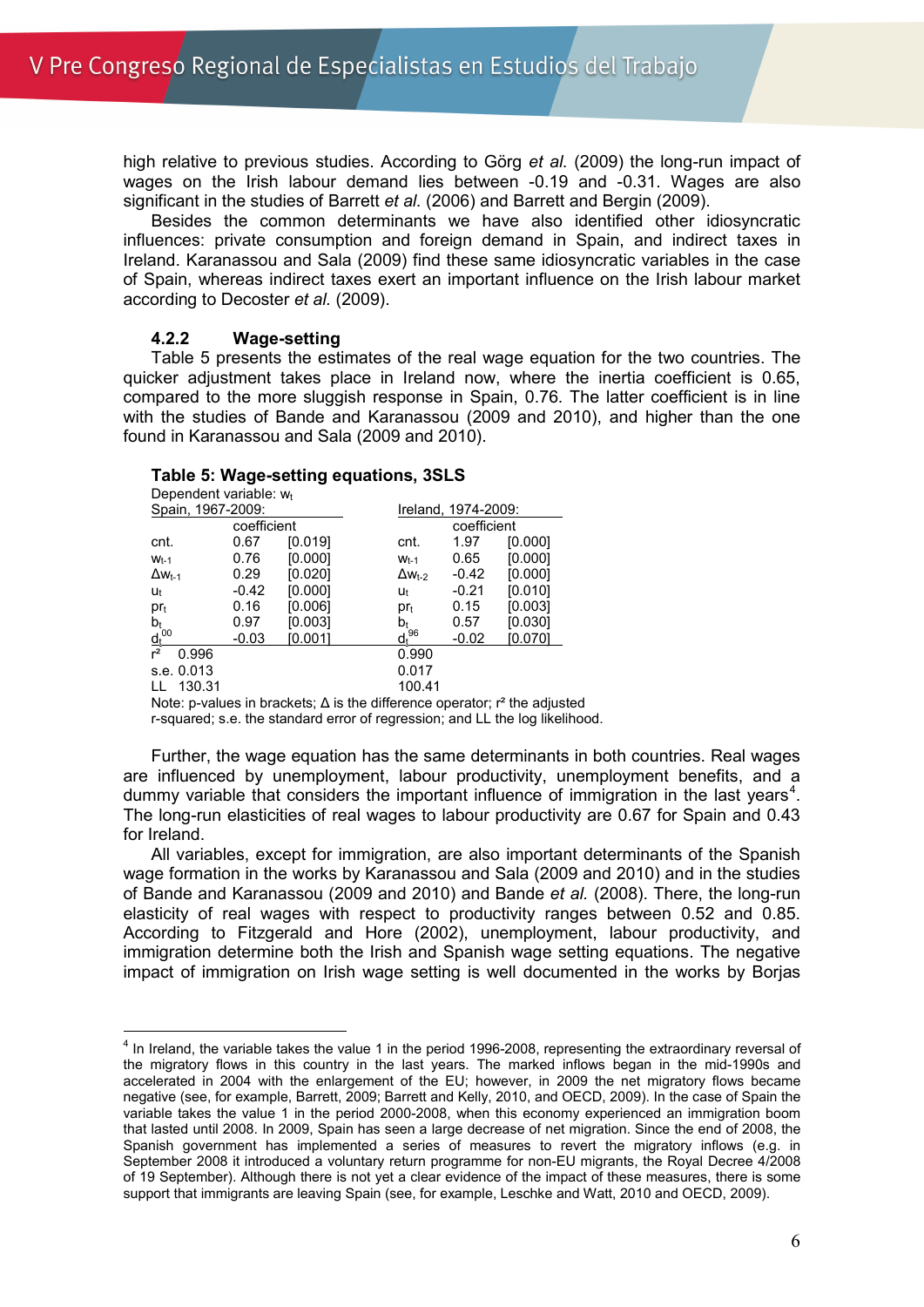high relative to previous studies. According to Görg *et al.* (2009) the long-run impact of wages on the Irish labour demand lies between -0.19 and -0.31. Wages are also significant in the studies of Barrett *et al.* (2006) and Barrett and Bergin (2009).

Besides the common determinants we have also identified other idiosyncratic influences: private consumption and foreign demand in Spain, and indirect taxes in Ireland. Karanassou and Sala (2009) find these same idiosyncratic variables in the case of Spain, whereas indirect taxes exert an important influence on the Irish labour market according to Decoster *et al.* (2009).

### 4.2.2 Wage-setting

Table 5 presents the estimates of the real wage equation for the two countries. The quicker adjustment takes place in Ireland now, where the inertia coefficient is 0.65, compared to the more sluggish response in Spain, 0.76. The latter coefficient is in line with the studies of Bande and Karanassou (2009 and 2010), and higher than the one found in Karanassou and Sala (2009 and 2010).

**Table 5: Wage-setting equations, 3SLS**

Dependent variable: $w_t$

| Spain, 1967-2009: | | | Ireland, 1974-2009: | | |
|---|---|---|---|---|---|
| | coefficient | | | coefficient | |
| cnt. | 0.67 | [0.019] | cnt. | 1.97 | [0.000] |
| $w_{t-1}$ | 0.76 | [0.000] | $w_{t-1}$ | 0.65 | [0.000] |
| $\Delta w_{t-1}$ | 0.29 | [0.020] | $\Delta w_{t-2}$ | -0.42 | [0.000] |
| $u_t$ | -0.42 | [0.000] | $u_t$ | -0.21 | [0.010] |
| $pr_t$ | 0.16 | [0.006] | $pr_t$ | 0.15 | [0.003] |
| $b_t$ | 0.97 | [0.003] | $b_t$ | 0.57 | [0.030] |
| $d_t^{00}$ | -0.03 | [0.001] | $d_t^{96}$ | -0.02 | [0.070] |
| $r^2$ 0.996 | | | 0.990 | | |
| s.e. 0.013 | | | 0.017 | | |
| LL 130.31 | | | 100.41 | | |

Note: p-values in brackets; Δ is the difference operator; $r^2$ the adjusted r-squared; s.e. the standard error of regression; and LL the log likelihood.

Further, the wage equation has the same determinants in both countries. Real wages are influenced by unemployment, labour productivity, unemployment benefits, and a dummy variable that considers the important influence of immigration in the last years[4]. The long-run elasticities of real wages to labour productivity are 0.67 for Spain and 0.43 for Ireland.

All variables, except for immigration, are also important determinants of the Spanish wage formation in the works by Karanassou and Sala (2009 and 2010) and in the studies of Bande and Karanassou (2009 and 2010) and Bande *et al.* (2008). There, the long-run elasticity of real wages with respect to productivity ranges between 0.52 and 0.85. According to Fitzgerald and Hore (2002), unemployment, labour productivity, and immigration determine both the Irish and Spanish wage setting equations. The negative impact of immigration on Irish wage setting is well documented in the works by Borjas

---

[4] In Ireland, the variable takes the value 1 in the period 1996-2008, representing the extraordinary reversal of the migratory flows in this country in the last years. The marked inflows began in the mid-1990s and accelerated in 2004 with the enlargement of the EU; however, in 2009 the net migratory flows became negative (see, for example, Barrett, 2009; Barrett and Kelly, 2010, and OECD, 2009). In the case of Spain the variable takes the value 1 in the period 2000-2008, when this economy experienced an immigration boom that lasted until 2008. In 2009, Spain has seen a large decrease of net migration. Since the end of 2008, the Spanish government has implemented a series of measures to revert the migratory inflows (e.g. in September 2008 it introduced a voluntary return programme for non-EU migrants, the Royal Decree 4/2008 of 19 September). Although there is not yet a clear evidence of the impact of these measures, there is some support that immigrants are leaving Spain (see, for example, Leschke and Watt, 2010 and OECD, 2009).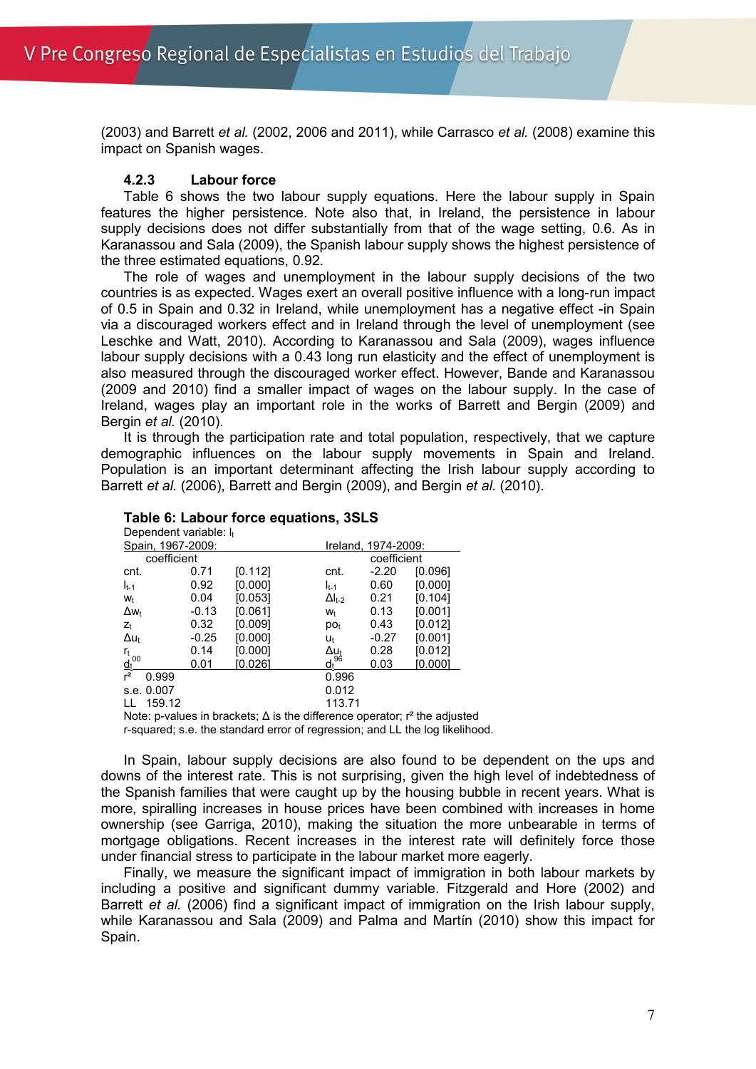(2003) and Barrett *et al.* (2002, 2006 and 2011), while Carrasco *et al.* (2008) examine this impact on Spanish wages.

### 4.2.3 Labour force

Table 6 shows the two labour supply equations. Here the labour supply in Spain features the higher persistence. Note also that, in Ireland, the persistence in labour supply decisions does not differ substantially from that of the wage setting, 0.6. As in Karanassou and Sala (2009), the Spanish labour supply shows the highest persistence of the three estimated equations, 0.92.

The role of wages and unemployment in the labour supply decisions of the two countries is as expected. Wages exert an overall positive influence with a long-run impact of 0.5 in Spain and 0.32 in Ireland, while unemployment has a negative effect -in Spain via a discouraged workers effect and in Ireland through the level of unemployment (see Leschke and Watt, 2010). According to Karanassou and Sala (2009), wages influence labour supply decisions with a 0.43 long run elasticity and the effect of unemployment is also measured through the discouraged worker effect. However, Bande and Karanassou (2009 and 2010) find a smaller impact of wages on the labour supply. In the case of Ireland, wages play an important role in the works of Barrett and Bergin (2009) and Bergin *et al.* (2010).

It is through the participation rate and total population, respectively, that we capture demographic influences on the labour supply movements in Spain and Ireland. Population is an important determinant affecting the Irish labour supply according to Barrett *et al.* (2006), Barrett and Bergin (2009), and Bergin *et al.* (2010).

**Table 6: Labour force equations, 3SLS**

Dependent variable: $l_t$

| Spain, 1967-2009: | coefficient | | Ireland, 1974-2009: | coefficient | |
|---|---|---|---|---|---|
| cnt. | 0.71 | [0.112] | cnt. | -2.20 | [0.096] |
| $l_{t-1}$ | 0.92 | [0.000] | $l_{t-1}$ | 0.60 | [0.000] |
| $w_t$ | 0.04 | [0.053] | $\Delta l_{t-2}$ | 0.21 | [0.104] |
| $\Delta w_t$ | -0.13 | [0.061] | $w_t$ | 0.13 | [0.001] |
| $z_t$ | 0.32 | [0.009] | $po_t$ | 0.43 | [0.012] |
| $\Delta u_t$ | -0.25 | [0.000] | $u_t$ | -0.27 | [0.001] |
| $r_t$ | 0.14 | [0.000] | $\Delta u_t$ | 0.28 | [0.012] |
| $d_t^{00}$ | 0.01 | [0.026] | $d_t^{96}$ | 0.03 | [0.000] |
| $r^2$ 0.999 | | | 0.996 | | |
| s.e. 0.007 | | | 0.012 | | |
| LL 159.12 | | | 113.71 | | |

Note: p-values in brackets; Δ is the difference operator; $r^2$ the adjusted r-squared; s.e. the standard error of regression; and LL the log likelihood.

In Spain, labour supply decisions are also found to be dependent on the ups and downs of the interest rate. This is not surprising, given the high level of indebtedness of the Spanish families that were caught up by the housing bubble in recent years. What is more, spiralling increases in house prices have been combined with increases in home ownership (see Garriga, 2010), making the situation the more unbearable in terms of mortgage obligations. Recent increases in the interest rate will definitely force those under financial stress to participate in the labour market more eagerly.

Finally, we measure the significant impact of immigration in both labour markets by including a positive and significant dummy variable. Fitzgerald and Hore (2002) and Barrett *et al.* (2006) find a significant impact of immigration on the Irish labour supply, while Karanassou and Sala (2009) and Palma and Martín (2010) show this impact for Spain.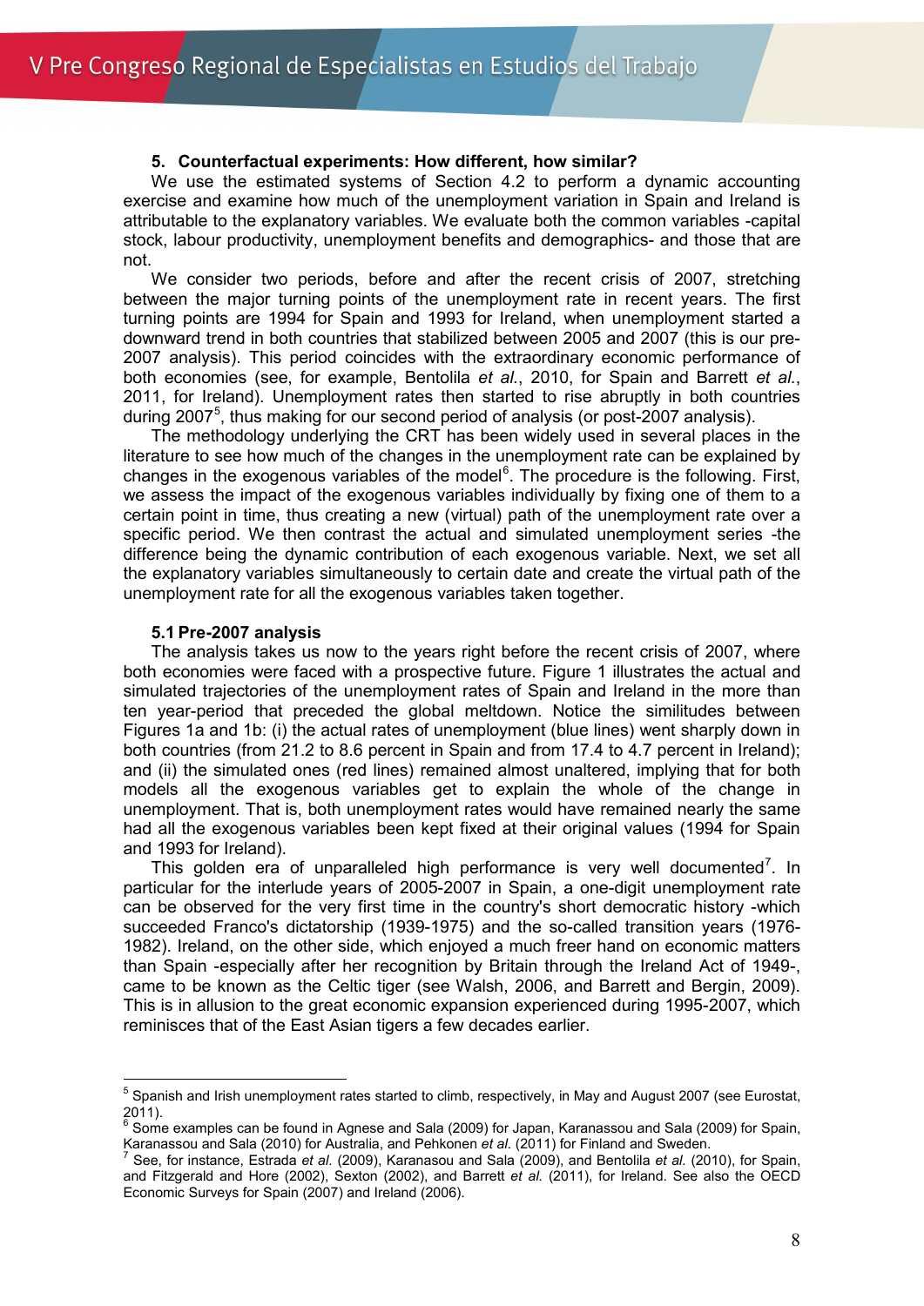## 5. Counterfactual experiments: How different, how similar?

We use the estimated systems of Section 4.2 to perform a dynamic accounting exercise and examine how much of the unemployment variation in Spain and Ireland is attributable to the explanatory variables. We evaluate both the common variables -capital stock, labour productivity, unemployment benefits and demographics- and those that are not.

We consider two periods, before and after the recent crisis of 2007, stretching between the major turning points of the unemployment rate in recent years. The first turning points are 1994 for Spain and 1993 for Ireland, when unemployment started a downward trend in both countries that stabilized between 2005 and 2007 (this is our pre-2007 analysis). This period coincides with the extraordinary economic performance of both economies (see, for example, Bentolila *et al.*, 2010, for Spain and Barrett *et al.*, 2011, for Ireland). Unemployment rates then started to rise abruptly in both countries during 2007[5], thus making for our second period of analysis (or post-2007 analysis).

The methodology underlying the CRT has been widely used in several places in the literature to see how much of the changes in the unemployment rate can be explained by changes in the exogenous variables of the model[6]. The procedure is the following. First, we assess the impact of the exogenous variables individually by fixing one of them to a certain point in time, thus creating a new (virtual) path of the unemployment rate over a specific period. We then contrast the actual and simulated unemployment series -the difference being the dynamic contribution of each exogenous variable. Next, we set all the explanatory variables simultaneously to certain date and create the virtual path of the unemployment rate for all the exogenous variables taken together.

### 5.1 Pre-2007 analysis

The analysis takes us now to the years right before the recent crisis of 2007, where both economies were faced with a prospective future. Figure 1 illustrates the actual and simulated trajectories of the unemployment rates of Spain and Ireland in the more than ten year-period that preceded the global meltdown. Notice the similitudes between Figures 1a and 1b: (i) the actual rates of unemployment (blue lines) went sharply down in both countries (from 21.2 to 8.6 percent in Spain and from 17.4 to 4.7 percent in Ireland); and (ii) the simulated ones (red lines) remained almost unaltered, implying that for both models all the exogenous variables get to explain the whole of the change in unemployment. That is, both unemployment rates would have remained nearly the same had all the exogenous variables been kept fixed at their original values (1994 for Spain and 1993 for Ireland).

This golden era of unparalleled high performance is very well documented[7]. In particular for the interlude years of 2005-2007 in Spain, a one-digit unemployment rate can be observed for the very first time in the country's short democratic history -which succeeded Franco's dictatorship (1939-1975) and the so-called transition years (1976-1982). Ireland, on the other side, which enjoyed a much freer hand on economic matters than Spain -especially after her recognition by Britain through the Ireland Act of 1949-, came to be known as the Celtic tiger (see Walsh, 2006, and Barrett and Bergin, 2009). This is in allusion to the great economic expansion experienced during 1995-2007, which reminisces that of the East Asian tigers a few decades earlier.

---

[5] Spanish and Irish unemployment rates started to climb, respectively, in May and August 2007 (see Eurostat, 2011).

[6] Some examples can be found in Agnese and Sala (2009) for Japan, Karanassou and Sala (2009) for Spain, Karanassou and Sala (2010) for Australia, and Pehkonen *et al.* (2011) for Finland and Sweden.

[7] See, for instance, Estrada *et al.* (2009), Karanasou and Sala (2009), and Bentolila *et al.* (2010), for Spain, and Fitzgerald and Hore (2002), Sexton (2002), and Barrett *et al.* (2011), for Ireland. See also the OECD Economic Surveys for Spain (2007) and Ireland (2006).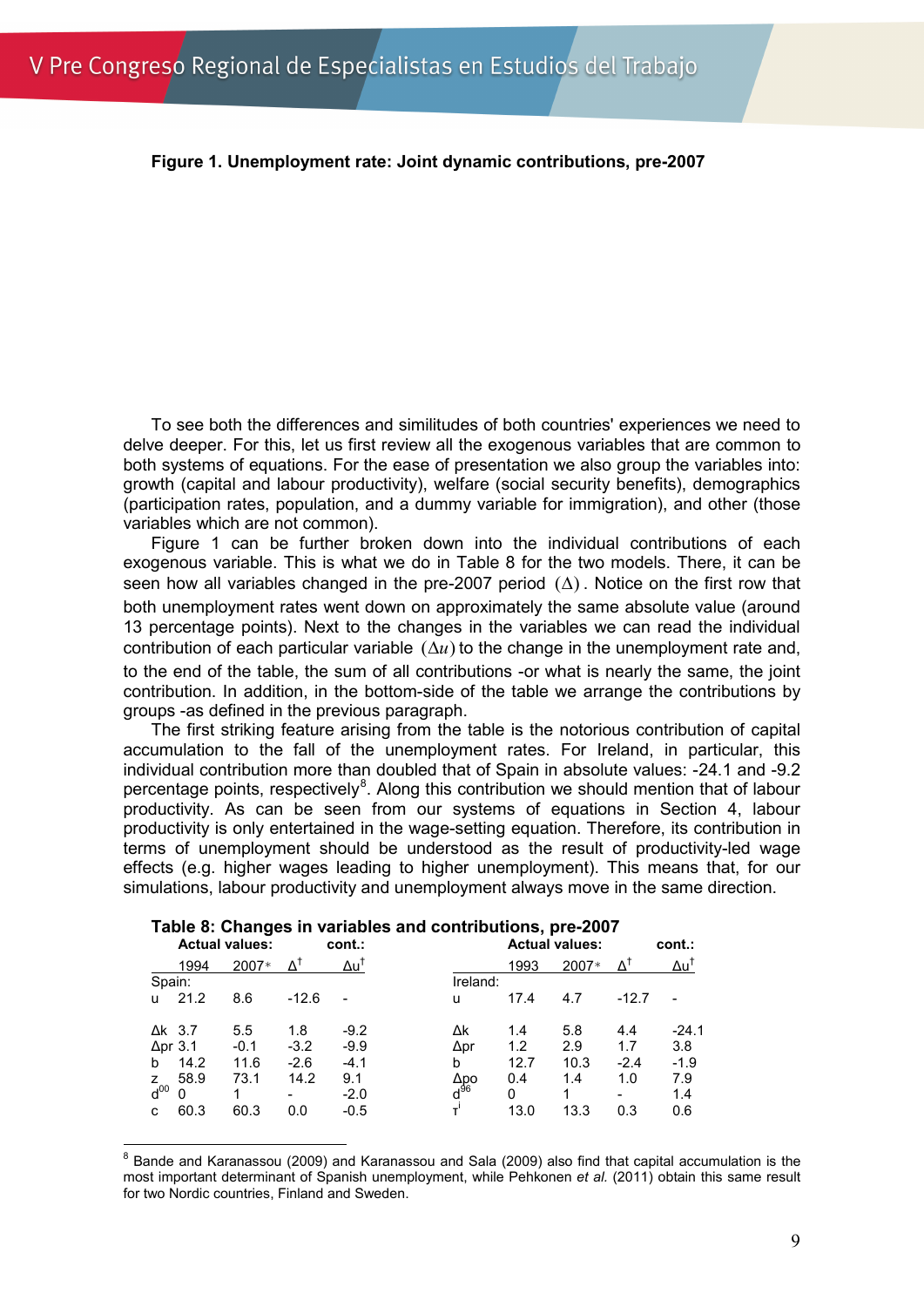**Figure 1. Unemployment rate: Joint dynamic contributions, pre-2007**

To see both the differences and similitudes of both countries' experiences we need to delve deeper. For this, let us first review all the exogenous variables that are common to both systems of equations. For the ease of presentation we also group the variables into: growth (capital and labour productivity), welfare (social security benefits), demographics (participation rates, population, and a dummy variable for immigration), and other (those variables which are not common).

Figure 1 can be further broken down into the individual contributions of each exogenous variable. This is what we do in Table 8 for the two models. There, it can be seen how all variables changed in the pre-2007 period $(\Delta)$. Notice on the first row that both unemployment rates went down on approximately the same absolute value (around 13 percentage points). Next to the changes in the variables we can read the individual contribution of each particular variable $(\Delta u)$ to the change in the unemployment rate and, to the end of the table, the sum of all contributions -or what is nearly the same, the joint contribution. In addition, in the bottom-side of the table we arrange the contributions by groups -as defined in the previous paragraph.

The first striking feature arising from the table is the notorious contribution of capital accumulation to the fall of the unemployment rates. For Ireland, in particular, this individual contribution more than doubled that of Spain in absolute values: -24.1 and -9.2 percentage points, respectively[8]. Along this contribution we should mention that of labour productivity. As can be seen from our systems of equations in Section 4, labour productivity is only entertained in the wage-setting equation. Therefore, its contribution in terms of unemployment should be understood as the result of productivity-led wage effects (e.g. higher wages leading to higher unemployment). This means that, for our simulations, labour productivity and unemployment always move in the same direction.

**Table 8: Changes in variables and contributions, pre-2007**

| | Actual values: | | | cont.: | | Actual values: | | | cont.: |
|---|---|---|---|---|---|---|---|---|---|
| | 1994 | 2007* | $\Delta^{\dagger}$ | $\Delta u^{\dagger}$ | | 1993 | 2007* | $\Delta^{\dagger}$ | $\Delta u^{\dagger}$ |
| Spain: | | | | | Ireland: | | | | |
| $u$ | 21.2 | 8.6 | -12.6 | - | $u$ | 17.4 | 4.7 | -12.7 | - |
| $\Delta k$ | 3.7 | 5.5 | 1.8 | -9.2 | $\Delta k$ | 1.4 | 5.8 | 4.4 | -24.1 |
| $\Delta pr$ | 3.1 | -0.1 | -3.2 | -9.9 | $\Delta pr$ | 1.2 | 2.9 | 1.7 | 3.8 |
| $b$ | 14.2 | 11.6 | -2.6 | -4.1 | $b$ | 12.7 | 10.3 | -2.4 | -1.9 |
| $z$ | 58.9 | 73.1 | 14.2 | 9.1 | $\Delta po$ | 0.4 | 1.4 | 1.0 | 7.9 |
| $d^{00}$ | 0 | 1 | - | -2.0 | $d^{96}$ | 0 | 1 | - | 1.4 |
| $c$ | 60.3 | 60.3 | 0.0 | -0.5 | $\tau^{i}$ | 13.0 | 13.3 | 0.3 | 0.6 |

[8] Bande and Karanassou (2009) and Karanassou and Sala (2009) also find that capital accumulation is the most important determinant of Spanish unemployment, while Pehkonen *et al.* (2011) obtain this same result for two Nordic countries, Finland and Sweden.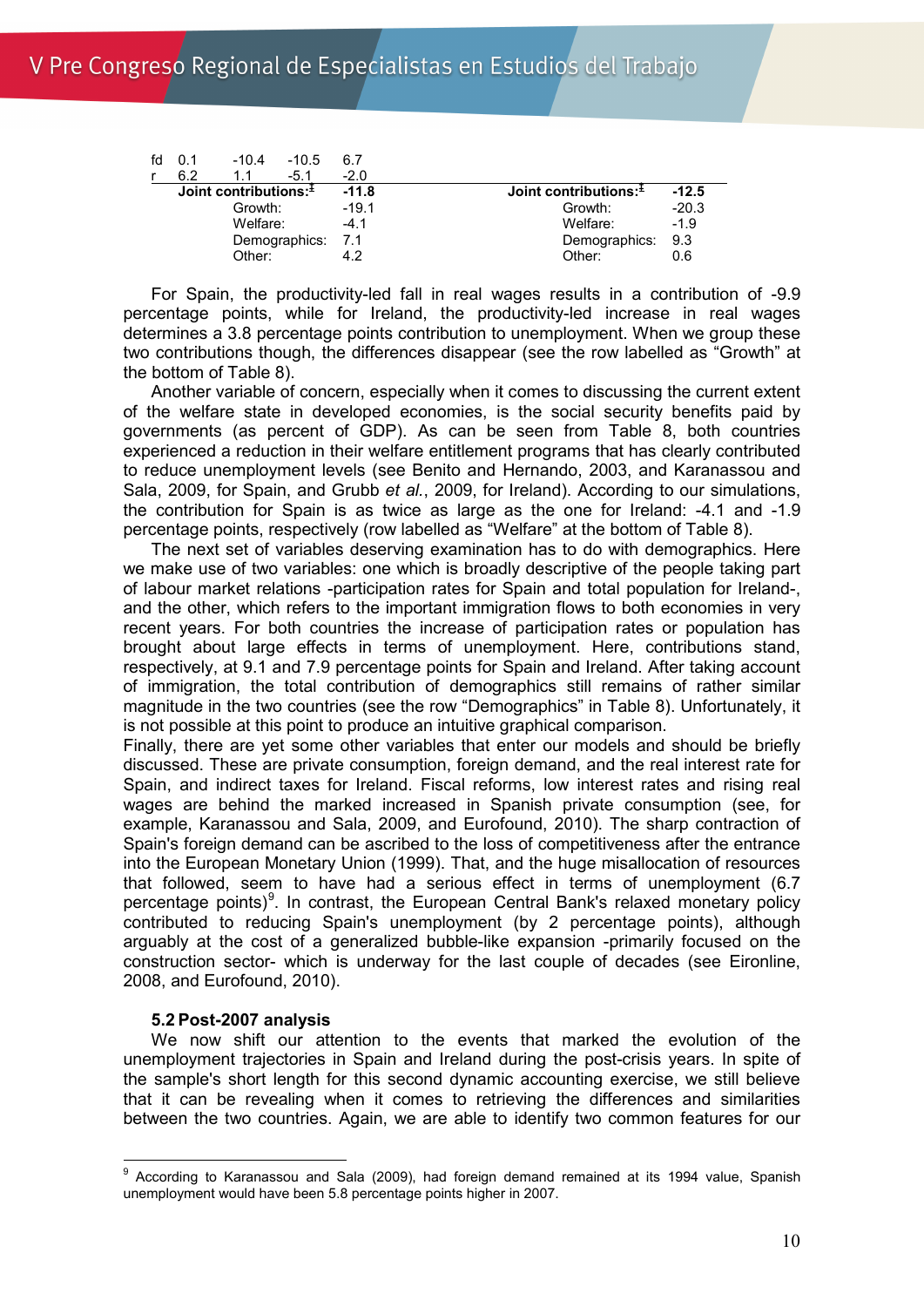| | | | | | | |
|---|---|---|---|---|---|---|
| fd | 0.1 | -10.4 | -10.5 | 6.7 | | |
| r | 6.2 | 1.1 | -5.1 | -2.0 | | |
| | **Joint contributions:**[‡] | | | **-11.8** | **Joint contributions:**[‡] | **-12.5** |
| | | Growth: | | -19.1 | Growth: | -20.3 |
| | | Welfare: | | -4.1 | Welfare: | -1.9 |
| | | Demographics: | | 7.1 | Demographics: | 9.3 |
| | | Other: | | 4.2 | Other: | 0.6 |

For Spain, the productivity-led fall in real wages results in a contribution of -9.9 percentage points, while for Ireland, the productivity-led increase in real wages determines a 3.8 percentage points contribution to unemployment. When we group these two contributions though, the differences disappear (see the row labelled as "Growth" at the bottom of Table 8).

Another variable of concern, especially when it comes to discussing the current extent of the welfare state in developed economies, is the social security benefits paid by governments (as percent of GDP). As can be seen from Table 8, both countries experienced a reduction in their welfare entitlement programs that has clearly contributed to reduce unemployment levels (see Benito and Hernando, 2003, and Karanassou and Sala, 2009, for Spain, and Grubb *et al.*, 2009, for Ireland). According to our simulations, the contribution for Spain is as twice as large as the one for Ireland: -4.1 and -1.9 percentage points, respectively (row labelled as "Welfare" at the bottom of Table 8).

The next set of variables deserving examination has to do with demographics. Here we make use of two variables: one which is broadly descriptive of the people taking part of labour market relations -participation rates for Spain and total population for Ireland-, and the other, which refers to the important immigration flows to both economies in very recent years. For both countries the increase of participation rates or population has brought about large effects in terms of unemployment. Here, contributions stand, respectively, at 9.1 and 7.9 percentage points for Spain and Ireland. After taking account of immigration, the total contribution of demographics still remains of rather similar magnitude in the two countries (see the row "Demographics" in Table 8). Unfortunately, it is not possible at this point to produce an intuitive graphical comparison.

Finally, there are yet some other variables that enter our models and should be briefly discussed. These are private consumption, foreign demand, and the real interest rate for Spain, and indirect taxes for Ireland. Fiscal reforms, low interest rates and rising real wages are behind the marked increased in Spanish private consumption (see, for example, Karanassou and Sala, 2009, and Eurofound, 2010). The sharp contraction of Spain's foreign demand can be ascribed to the loss of competitiveness after the entrance into the European Monetary Union (1999). That, and the huge misallocation of resources that followed, seem to have had a serious effect in terms of unemployment (6.7 percentage points)[9]. In contrast, the European Central Bank's relaxed monetary policy contributed to reducing Spain's unemployment (by 2 percentage points), although arguably at the cost of a generalized bubble-like expansion -primarily focused on the construction sector- which is underway for the last couple of decades (see Eironline, 2008, and Eurofound, 2010).

### 5.2 Post-2007 analysis

We now shift our attention to the events that marked the evolution of the unemployment trajectories in Spain and Ireland during the post-crisis years. In spite of the sample's short length for this second dynamic accounting exercise, we still believe that it can be revealing when it comes to retrieving the differences and similarities between the two countries. Again, we are able to identify two common features for our

---

[9] According to Karanassou and Sala (2009), had foreign demand remained at its 1994 value, Spanish unemployment would have been 5.8 percentage points higher in 2007.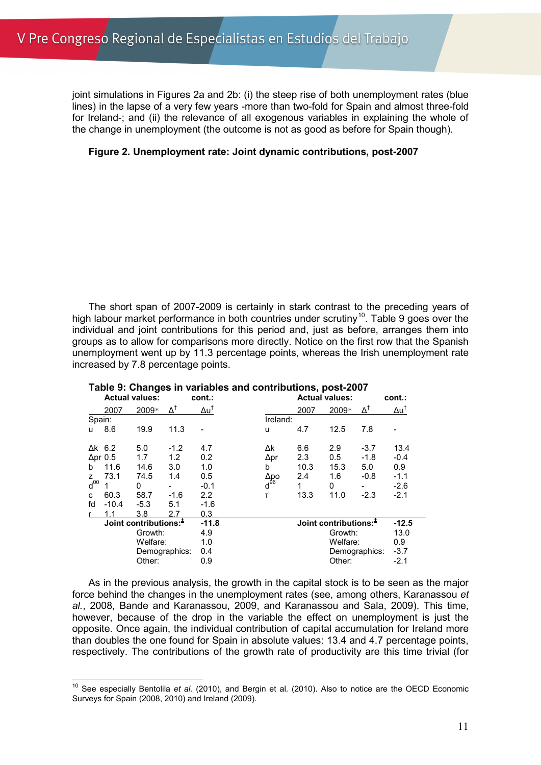joint simulations in Figures 2a and 2b: (i) the steep rise of both unemployment rates (blue lines) in the lapse of a very few years -more than two-fold for Spain and almost three-fold for Ireland-; and (ii) the relevance of all exogenous variables in explaining the whole of the change in unemployment (the outcome is not as good as before for Spain though).

**Figure 2. Unemployment rate: Joint dynamic contributions, post-2007**

The short span of 2007-2009 is certainly in stark contrast to the preceding years of high labour market performance in both countries under scrutiny[10]. Table 9 goes over the individual and joint contributions for this period and, just as before, arranges them into groups as to allow for comparisons more directly. Notice on the first row that the Spanish unemployment went up by 11.3 percentage points, whereas the Irish unemployment rate increased by 7.8 percentage points.

**Table 9: Changes in variables and contributions, post-2007**

| | Actual values: | | | cont.: | | Actual values: | | | cont.: |
|---|---|---|---|---|---|---|---|---|---|
| | 2007 | 2009* | $\Delta^{\dagger}$ | $\Delta u^{\dagger}$ | | 2007 | 2009* | $\Delta^{\dagger}$ | $\Delta u^{\dagger}$ |
| Spain: | | | | | Ireland: | | | | |
| u | 8.6 | 19.9 | 11.3 | - | u | 4.7 | 12.5 | 7.8 | - |
| $\Delta k$ | 6.2 | 5.0 | -1.2 | 4.7 | $\Delta k$ | 6.6 | 2.9 | -3.7 | 13.4 |
| $\Delta pr$ | 0.5 | 1.7 | 1.2 | 0.2 | $\Delta pr$ | 2.3 | 0.5 | -1.8 | -0.4 |
| b | 11.6 | 14.6 | 3.0 | 1.0 | b | 10.3 | 15.3 | 5.0 | 0.9 |
| z | 73.1 | 74.5 | 1.4 | 0.5 | $\Delta po$ | 2.4 | 1.6 | -0.8 | -1.1 |
| $d^{00}$ | 1 | 0 | - | -0.1 | $d^{96}$ | 1 | 0 | - | -2.6 |
| c | 60.3 | 58.7 | -1.6 | 2.2 | $\tau^{i}$ | 13.3 | 11.0 | -2.3 | -2.1 |
| fd | -10.4 | -5.3 | 5.1 | -1.6 | | | | | |
| r | 1.1 | 3.8 | 2.7 | 0.3 | | | | | |
| **Joint contributions:**$^{\ddagger}$ | | | | **-11.8** | **Joint contributions:**$^{\ddagger}$ | | | | **-12.5** |
| | | Growth: | | 4.9 | | | Growth: | | 13.0 |
| | | Welfare: | | 1.0 | | | Welfare: | | 0.9 |
| | | Demographics: | | 0.4 | | | Demographics: | | -3.7 |
| | | Other: | | 0.9 | | | Other: | | -2.1 |

As in the previous analysis, the growth in the capital stock is to be seen as the major force behind the changes in the unemployment rates (see, among others, Karanassou *et al.*, 2008, Bande and Karanassou, 2009, and Karanassou and Sala, 2009). This time, however, because of the drop in the variable the effect on unemployment is just the opposite. Once again, the individual contribution of capital accumulation for Ireland more than doubles the one found for Spain in absolute values: 13.4 and 4.7 percentage points, respectively. The contributions of the growth rate of productivity are this time trivial (for

[10] See especially Bentolila *et al.* (2010), and Bergin et al. (2010). Also to notice are the OECD Economic Surveys for Spain (2008, 2010) and Ireland (2009).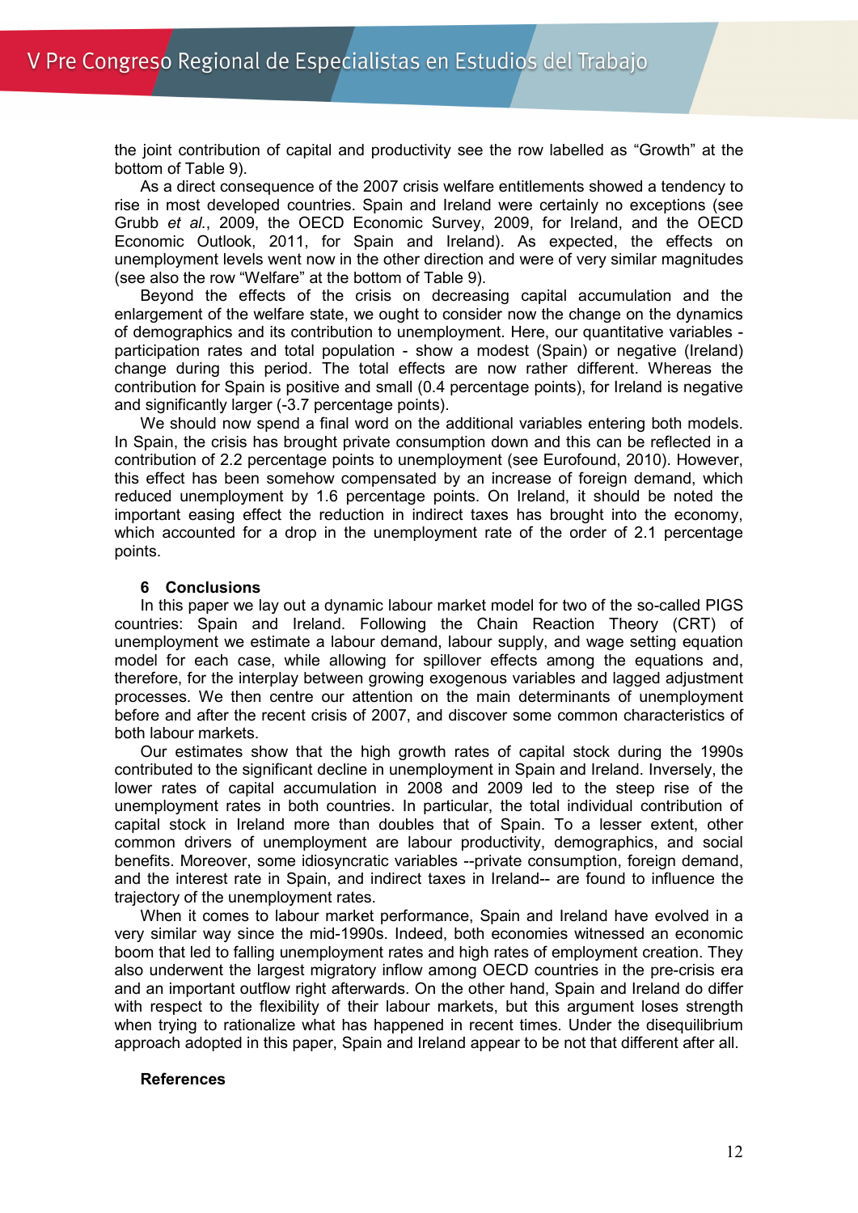the joint contribution of capital and productivity see the row labelled as "Growth" at the bottom of Table 9).

As a direct consequence of the 2007 crisis welfare entitlements showed a tendency to rise in most developed countries. Spain and Ireland were certainly no exceptions (see Grubb *et al.*, 2009, the OECD Economic Survey, 2009, for Ireland, and the OECD Economic Outlook, 2011, for Spain and Ireland). As expected, the effects on unemployment levels went now in the other direction and were of very similar magnitudes (see also the row "Welfare" at the bottom of Table 9).

Beyond the effects of the crisis on decreasing capital accumulation and the enlargement of the welfare state, we ought to consider now the change on the dynamics of demographics and its contribution to unemployment. Here, our quantitative variables - participation rates and total population - show a modest (Spain) or negative (Ireland) change during this period. The total effects are now rather different. Whereas the contribution for Spain is positive and small (0.4 percentage points), for Ireland is negative and significantly larger (-3.7 percentage points).

We should now spend a final word on the additional variables entering both models. In Spain, the crisis has brought private consumption down and this can be reflected in a contribution of 2.2 percentage points to unemployment (see Eurofound, 2010). However, this effect has been somehow compensated by an increase of foreign demand, which reduced unemployment by 1.6 percentage points. On Ireland, it should be noted the important easing effect the reduction in indirect taxes has brought into the economy, which accounted for a drop in the unemployment rate of the order of 2.1 percentage points.

## 6 Conclusions

In this paper we lay out a dynamic labour market model for two of the so-called PIGS countries: Spain and Ireland. Following the Chain Reaction Theory (CRT) of unemployment we estimate a labour demand, labour supply, and wage setting equation model for each case, while allowing for spillover effects among the equations and, therefore, for the interplay between growing exogenous variables and lagged adjustment processes. We then centre our attention on the main determinants of unemployment before and after the recent crisis of 2007, and discover some common characteristics of both labour markets.

Our estimates show that the high growth rates of capital stock during the 1990s contributed to the significant decline in unemployment in Spain and Ireland. Inversely, the lower rates of capital accumulation in 2008 and 2009 led to the steep rise of the unemployment rates in both countries. In particular, the total individual contribution of capital stock in Ireland more than doubles that of Spain. To a lesser extent, other common drivers of unemployment are labour productivity, demographics, and social benefits. Moreover, some idiosyncratic variables --private consumption, foreign demand, and the interest rate in Spain, and indirect taxes in Ireland-- are found to influence the trajectory of the unemployment rates.

When it comes to labour market performance, Spain and Ireland have evolved in a very similar way since the mid-1990s. Indeed, both economies witnessed an economic boom that led to falling unemployment rates and high rates of employment creation. They also underwent the largest migratory inflow among OECD countries in the pre-crisis era and an important outflow right afterwards. On the other hand, Spain and Ireland do differ with respect to the flexibility of their labour markets, but this argument loses strength when trying to rationalize what has happened in recent times. Under the disequilibrium approach adopted in this paper, Spain and Ireland appear to be not that different after all.

## References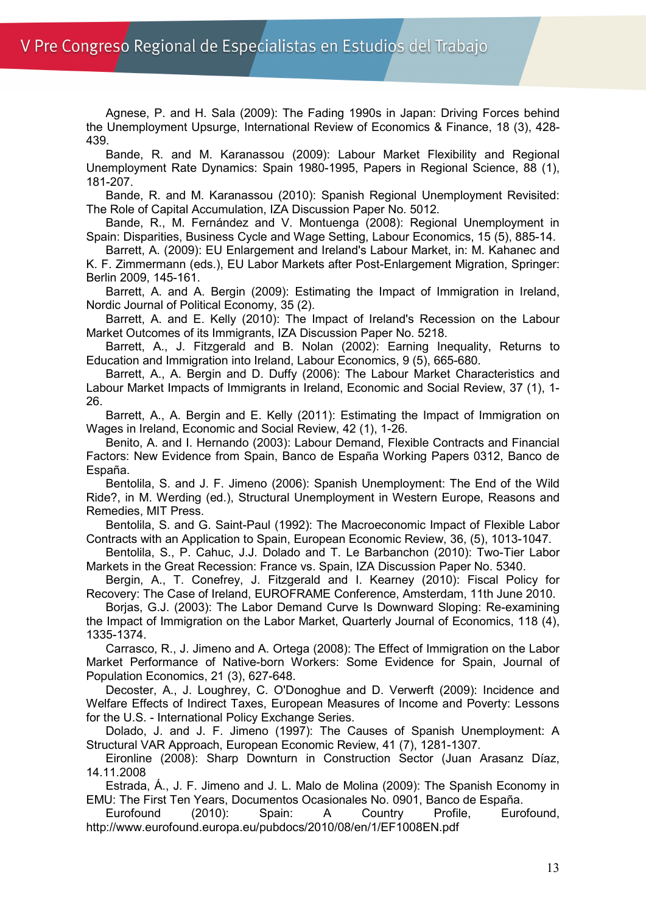Agnese, P. and H. Sala (2009): The Fading 1990s in Japan: Driving Forces behind the Unemployment Upsurge, International Review of Economics & Finance, 18 (3), 428-439.

Bande, R. and M. Karanassou (2009): Labour Market Flexibility and Regional Unemployment Rate Dynamics: Spain 1980-1995, Papers in Regional Science, 88 (1), 181-207.

Bande, R. and M. Karanassou (2010): Spanish Regional Unemployment Revisited: The Role of Capital Accumulation, IZA Discussion Paper No. 5012.

Bande, R., M. Fernández and V. Montuenga (2008): Regional Unemployment in Spain: Disparities, Business Cycle and Wage Setting, Labour Economics, 15 (5), 885-14.

Barrett, A. (2009): EU Enlargement and Ireland's Labour Market, in: M. Kahanec and K. F. Zimmermann (eds.), EU Labor Markets after Post-Enlargement Migration, Springer: Berlin 2009, 145-161.

Barrett, A. and A. Bergin (2009): Estimating the Impact of Immigration in Ireland, Nordic Journal of Political Economy, 35 (2).

Barrett, A. and E. Kelly (2010): The Impact of Ireland's Recession on the Labour Market Outcomes of its Immigrants, IZA Discussion Paper No. 5218.

Barrett, A., J. Fitzgerald and B. Nolan (2002): Earning Inequality, Returns to Education and Immigration into Ireland, Labour Economics, 9 (5), 665-680.

Barrett, A., A. Bergin and D. Duffy (2006): The Labour Market Characteristics and Labour Market Impacts of Immigrants in Ireland, Economic and Social Review, 37 (1), 1-26.

Barrett, A., A. Bergin and E. Kelly (2011): Estimating the Impact of Immigration on Wages in Ireland, Economic and Social Review, 42 (1), 1-26.

Benito, A. and I. Hernando (2003): Labour Demand, Flexible Contracts and Financial Factors: New Evidence from Spain, Banco de España Working Papers 0312, Banco de España.

Bentolila, S. and J. F. Jimeno (2006): Spanish Unemployment: The End of the Wild Ride?, in M. Werding (ed.), Structural Unemployment in Western Europe, Reasons and Remedies, MIT Press.

Bentolila, S. and G. Saint-Paul (1992): The Macroeconomic Impact of Flexible Labor Contracts with an Application to Spain, European Economic Review, 36, (5), 1013-1047.

Bentolila, S., P. Cahuc, J.J. Dolado and T. Le Barbanchon (2010): Two-Tier Labor Markets in the Great Recession: France vs. Spain, IZA Discussion Paper No. 5340.

Bergin, A., T. Conefrey, J. Fitzgerald and I. Kearney (2010): Fiscal Policy for Recovery: The Case of Ireland, EUROFRAME Conference, Amsterdam, 11th June 2010.

Borjas, G.J. (2003): The Labor Demand Curve Is Downward Sloping: Re-examining the Impact of Immigration on the Labor Market, Quarterly Journal of Economics, 118 (4), 1335-1374.

Carrasco, R., J. Jimeno and A. Ortega (2008): The Effect of Immigration on the Labor Market Performance of Native-born Workers: Some Evidence for Spain, Journal of Population Economics, 21 (3), 627-648.

Decoster, A., J. Loughrey, C. O'Donoghue and D. Verwerft (2009): Incidence and Welfare Effects of Indirect Taxes, European Measures of Income and Poverty: Lessons for the U.S. - International Policy Exchange Series.

Dolado, J. and J. F. Jimeno (1997): The Causes of Spanish Unemployment: A Structural VAR Approach, European Economic Review, 41 (7), 1281-1307.

Eironline (2008): Sharp Downturn in Construction Sector (Juan Arasanz Díaz, 14.11.2008

Estrada, Á., J. F. Jimeno and J. L. Malo de Molina (2009): The Spanish Economy in EMU: The First Ten Years, Documentos Ocasionales No. 0901, Banco de España.

Eurofound (2010): Spain: A Country Profile, Eurofound, http://www.eurofound.europa.eu/pubdocs/2010/08/en/1/EF1008EN.pdf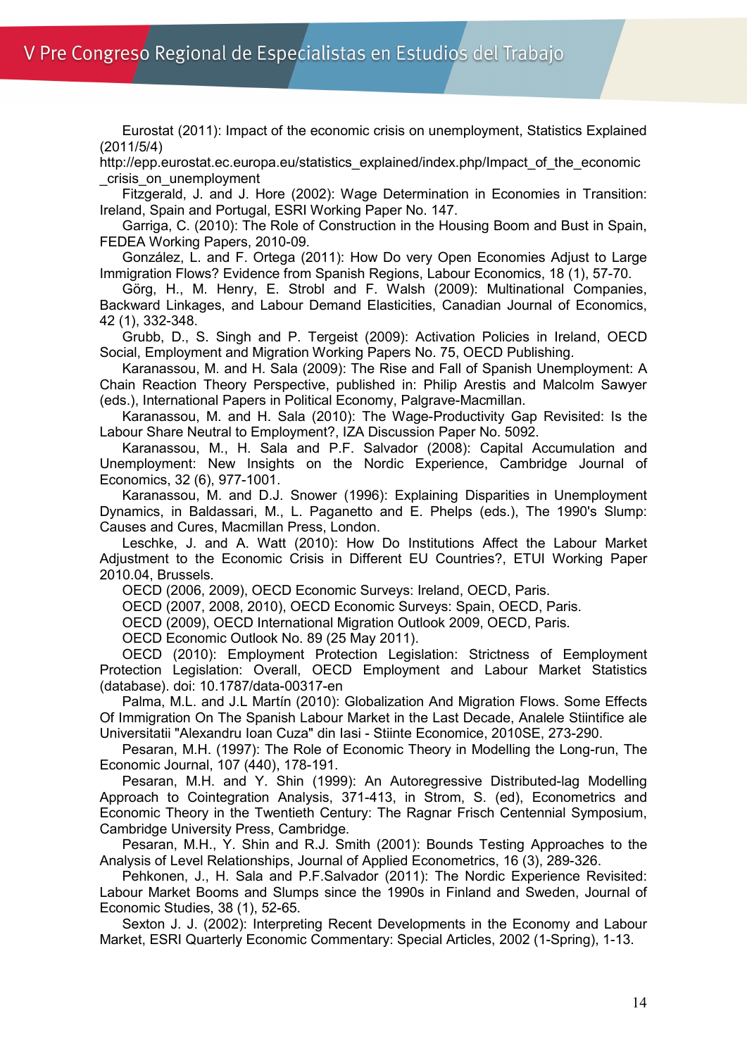Eurostat (2011): Impact of the economic crisis on unemployment, Statistics Explained (2011/5/4)
http://epp.eurostat.ec.europa.eu/statistics_explained/index.php/Impact_of_the_economic_crisis_on_unemployment

Fitzgerald, J. and J. Hore (2002): Wage Determination in Economies in Transition: Ireland, Spain and Portugal, ESRI Working Paper No. 147.

Garriga, C. (2010): The Role of Construction in the Housing Boom and Bust in Spain, FEDEA Working Papers, 2010-09.

González, L. and F. Ortega (2011): How Do very Open Economies Adjust to Large Immigration Flows? Evidence from Spanish Regions, Labour Economics, 18 (1), 57-70.

Görg, H., M. Henry, E. Strobl and F. Walsh (2009): Multinational Companies, Backward Linkages, and Labour Demand Elasticities, Canadian Journal of Economics, 42 (1), 332-348.

Grubb, D., S. Singh and P. Tergeist (2009): Activation Policies in Ireland, OECD Social, Employment and Migration Working Papers No. 75, OECD Publishing.

Karanassou, M. and H. Sala (2009): The Rise and Fall of Spanish Unemployment: A Chain Reaction Theory Perspective, published in: Philip Arestis and Malcolm Sawyer (eds.), International Papers in Political Economy, Palgrave-Macmillan.

Karanassou, M. and H. Sala (2010): The Wage-Productivity Gap Revisited: Is the Labour Share Neutral to Employment?, IZA Discussion Paper No. 5092.

Karanassou, M., H. Sala and P.F. Salvador (2008): Capital Accumulation and Unemployment: New Insights on the Nordic Experience, Cambridge Journal of Economics, 32 (6), 977-1001.

Karanassou, M. and D.J. Snower (1996): Explaining Disparities in Unemployment Dynamics, in Baldassari, M., L. Paganetto and E. Phelps (eds.), The 1990's Slump: Causes and Cures, Macmillan Press, London.

Leschke, J. and A. Watt (2010): How Do Institutions Affect the Labour Market Adjustment to the Economic Crisis in Different EU Countries?, ETUI Working Paper 2010.04, Brussels.

OECD (2006, 2009), OECD Economic Surveys: Ireland, OECD, Paris.

OECD (2007, 2008, 2010), OECD Economic Surveys: Spain, OECD, Paris.

OECD (2009), OECD International Migration Outlook 2009, OECD, Paris.

OECD Economic Outlook No. 89 (25 May 2011).

OECD (2010): Employment Protection Legislation: Strictness of Eemployment Protection Legislation: Overall, OECD Employment and Labour Market Statistics (database). doi: 10.1787/data-00317-en

Palma, M.L. and J.L Martín (2010): Globalization And Migration Flows. Some Effects Of Immigration On The Spanish Labour Market in the Last Decade, Analele Stiintifice ale Universitatii "Alexandru Ioan Cuza" din Iasi - Stiinte Economice, 2010SE, 273-290.

Pesaran, M.H. (1997): The Role of Economic Theory in Modelling the Long-run, The Economic Journal, 107 (440), 178-191.

Pesaran, M.H. and Y. Shin (1999): An Autoregressive Distributed-lag Modelling Approach to Cointegration Analysis, 371-413, in Strom, S. (ed), Econometrics and Economic Theory in the Twentieth Century: The Ragnar Frisch Centennial Symposium, Cambridge University Press, Cambridge.

Pesaran, M.H., Y. Shin and R.J. Smith (2001): Bounds Testing Approaches to the Analysis of Level Relationships, Journal of Applied Econometrics, 16 (3), 289-326.

Pehkonen, J., H. Sala and P.F.Salvador (2011): The Nordic Experience Revisited: Labour Market Booms and Slumps since the 1990s in Finland and Sweden, Journal of Economic Studies, 38 (1), 52-65.

Sexton J. J. (2002): Interpreting Recent Developments in the Economy and Labour Market, ESRI Quarterly Economic Commentary: Special Articles, 2002 (1-Spring), 1-13.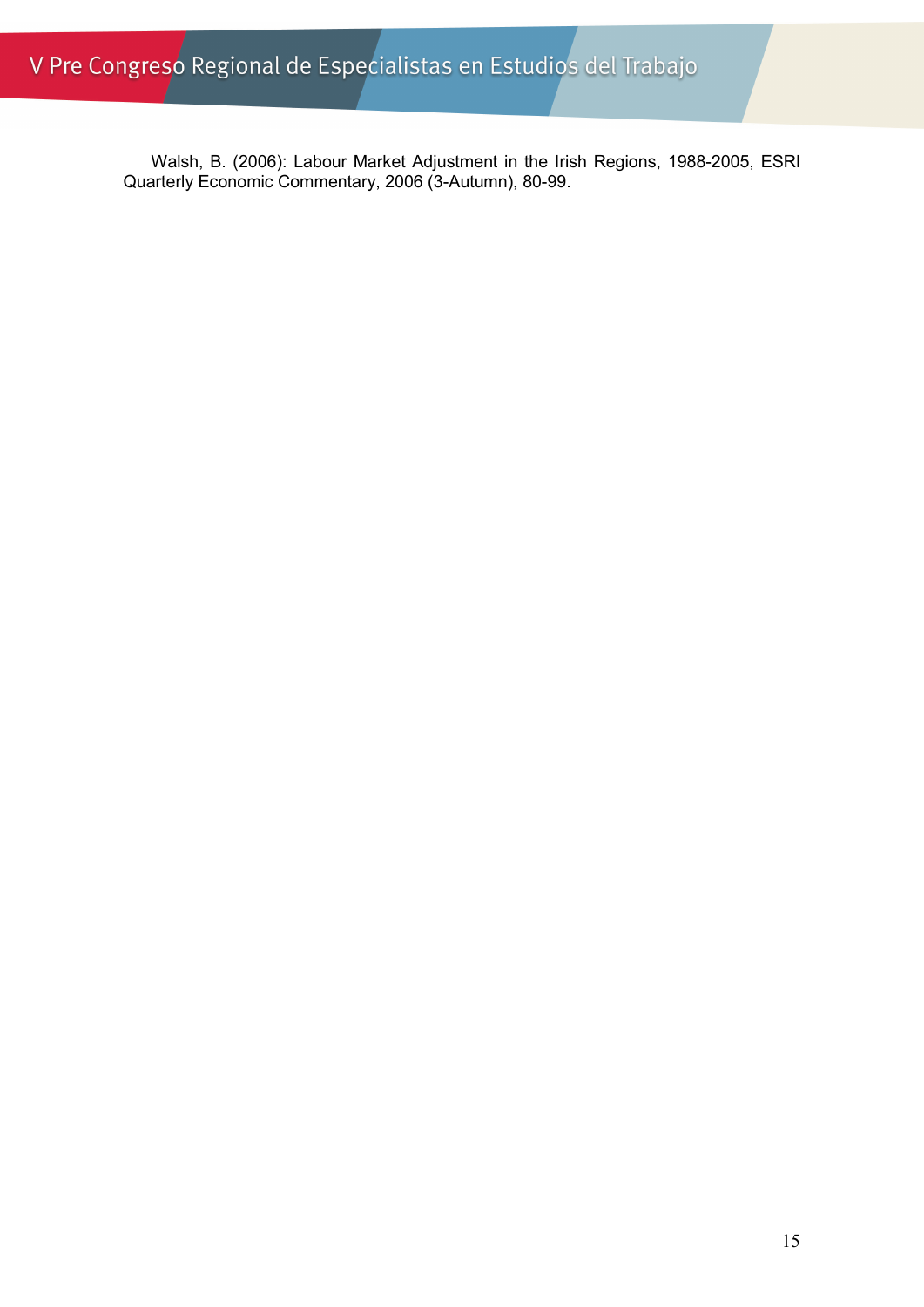Walsh, B. (2006): Labour Market Adjustment in the Irish Regions, 1988-2005, ESRI Quarterly Economic Commentary, 2006 (3-Autumn), 80-99.